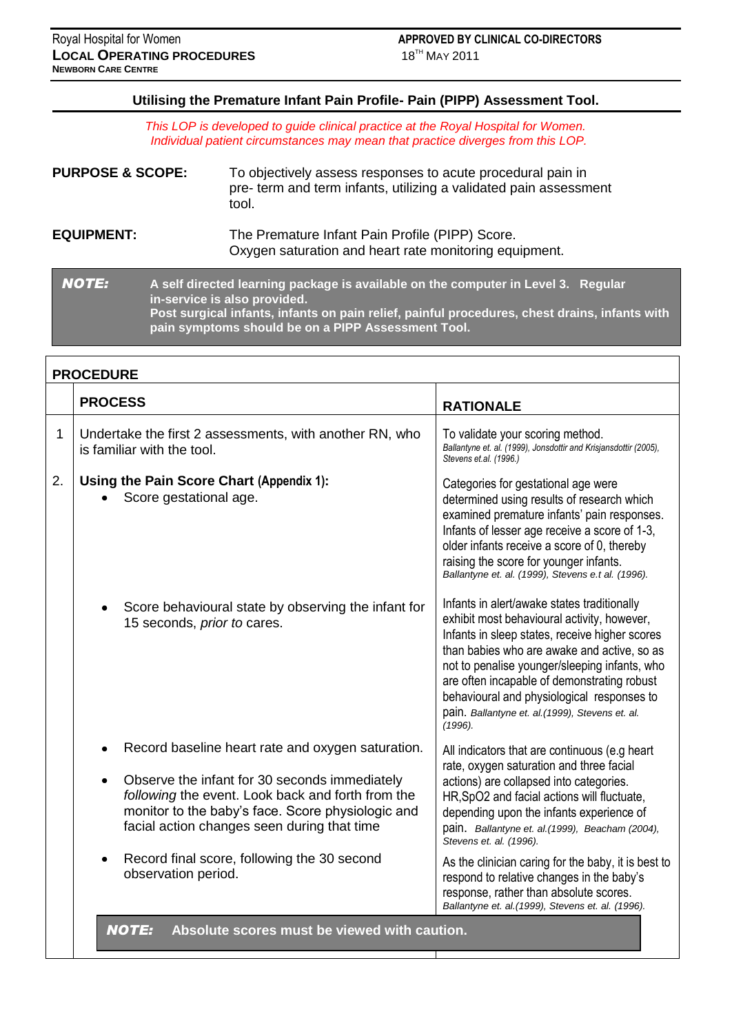Royal Hospital for Women
**LOCAL OPERATING PROCEDURES**
**NEWBORN CARE CENTRE**

**APPROVED BY CLINICAL CO-DIRECTORS**
18TH MAY 2011

## Utilising the Premature Infant Pain Profile- Pain (PIPP) Assessment Tool.

*This LOP is developed to guide clinical practice at the Royal Hospital for Women. Individual patient circumstances may mean that practice diverges from this LOP.*

**PURPOSE & SCOPE:** To objectively assess responses to acute procedural pain in pre- term and term infants, utilizing a validated pain assessment tool.

**EQUIPMENT:** The Premature Infant Pain Profile (PIPP) Score. Oxygen saturation and heart rate monitoring equipment.

> ***NOTE:*** **A self directed learning package is available on the computer in Level 3. Regular in-service is also provided. Post surgical infants, infants on pain relief, painful procedures, chest drains, infants with pain symptoms should be on a PIPP Assessment Tool.**

### PROCEDURE

| | PROCESS | RATIONALE |
|---|---|---|
| 1 | Undertake the first 2 assessments, with another RN, who is familiar with the tool. | To validate your scoring method. *Ballantyne et. al. (1999), Jonsdottir and Krisjansdottir (2005), Stevens et.al. (1996.)* |
| 2. | **Using the Pain Score Chart (Appendix 1):**<br>• Score gestational age. | Categories for gestational age were determined using results of research which examined premature infants' pain responses. Infants of lesser age receive a score of 1-3, older infants receive a score of 0, thereby raising the score for younger infants. *Ballantyne et. al. (1999), Stevens e.t al. (1996).* |
| | • Score behavioural state by observing the infant for 15 seconds, *prior to* cares. | Infants in alert/awake states traditionally exhibit most behavioural activity, however, Infants in sleep states, receive higher scores than babies who are awake and active, so as not to penalise younger/sleeping infants, who are often incapable of demonstrating robust behavioural and physiological responses to pain. *Ballantyne et. al.(1999), Stevens et. al. (1996).* |
| | • Record baseline heart rate and oxygen saturation.<br>• Observe the infant for 30 seconds immediately *following* the event. Look back and forth from the monitor to the baby's face. Score physiologic and facial action changes seen during that time | All indicators that are continuous (e.g heart rate, oxygen saturation and three facial actions) are collapsed into categories. HR,SpO2 and facial actions will fluctuate, depending upon the infants experience of pain. *Ballantyne et. al.(1999), Beacham (2004), Stevens et. al. (1996).* |
| | • Record final score, following the 30 second observation period. | As the clinician caring for the baby, it is best to respond to relative changes in the baby's response, rather than absolute scores. *Ballantyne et. al.(1999), Stevens et. al. (1996).* |

> ***NOTE:*** **Absolute scores must be viewed with caution.**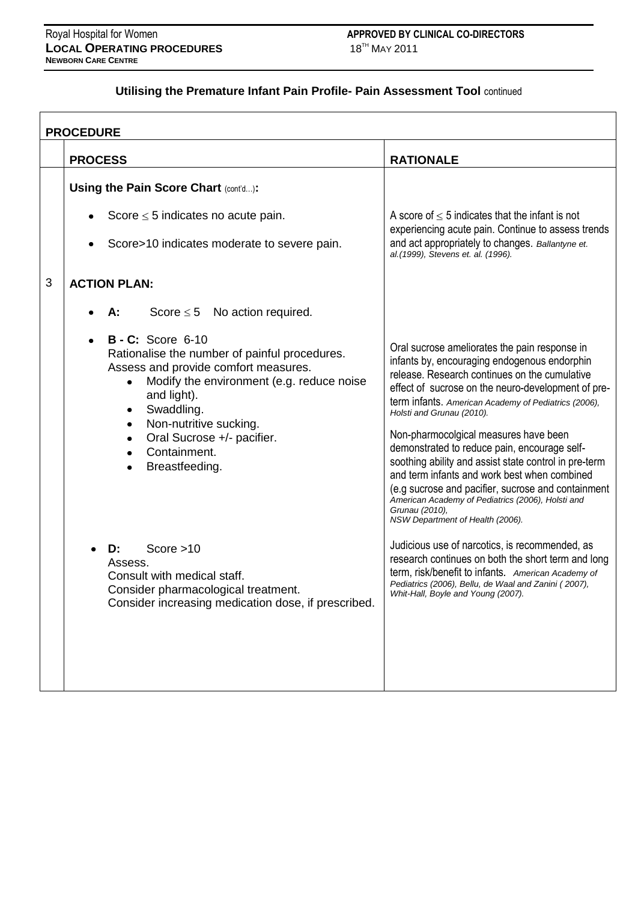## Utilising the Premature Infant Pain Profile- Pain Assessment Tool continued

| PROCEDURE | | |
|---|---|---|
| | **PROCESS** | **RATIONALE** |
| | **Using the Pain Score Chart** (cont'd…)**:**<br>• Score ≤ 5 indicates no acute pain.<br>• Score>10 indicates moderate to severe pain. | A score of ≤ 5 indicates that the infant is not experiencing acute pain. Continue to assess trends and act appropriately to changes. *Ballantyne et. al.(1999), Stevens et. al. (1996).* |
| 3 | **ACTION PLAN:**<br>• **A:** Score ≤ 5 No action required. | |
| | • **B - C:** Score 6-10<br>Rationalise the number of painful procedures.<br>Assess and provide comfort measures.<br>  • Modify the environment (e.g. reduce noise and light).<br>  • Swaddling.<br>  • Non-nutritive sucking.<br>  • Oral Sucrose +/- pacifier.<br>  • Containment.<br>  • Breastfeeding. | Oral sucrose ameliorates the pain response in infants by, encouraging endogenous endorphin release. Research continues on the cumulative effect of sucrose on the neuro-development of pre-term infants. *American Academy of Pediatrics (2006), Holsti and Grunau (2010).*<br><br>Non-pharmocolgical measures have been demonstrated to reduce pain, encourage self-soothing ability and assist state control in pre-term and term infants and work best when combined (e.g sucrose and pacifier, sucrose and containment *American Academy of Pediatrics (2006), Holsti and Grunau (2010), NSW Department of Health (2006).* |
| | • **D:** Score >10<br>Assess.<br>Consult with medical staff.<br>Consider pharmacological treatment.<br>Consider increasing medication dose, if prescribed. | Judicious use of narcotics, is recommended, as research continues on both the short term and long term, risk/benefit to infants. *American Academy of Pediatrics (2006), Bellu, de Waal and Zanini ( 2007), Whit-Hall, Boyle and Young (2007).* |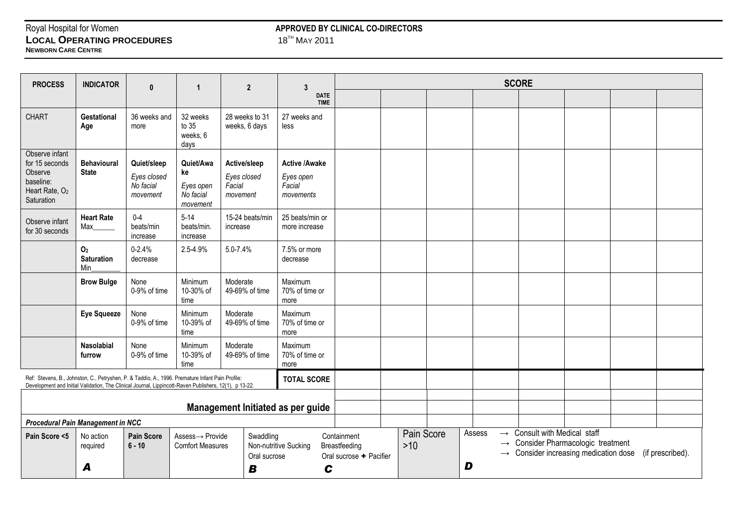| PROCESS | INDICATOR | 0 | 1 | 2 | 3 | SCORE | | | | | | | |
|---|---|---|---|---|---|---|---|---|---|---|---|---|---|
| | | | | | DATE TIME | | | | | | | | |
| CHART | **Gestational Age** | 36 weeks and more | 32 weeks to 35 weeks, 6 days | 28 weeks to 31 weeks, 6 days | 27 weeks and less | | | | | | | | |
| Observe infant for 15 seconds Observe baseline: Heart Rate, $O_2$ Saturation | **Behavioural State** | **Quiet/sleep** *Eyes closed No facial movement* | **Quiet/Awake** *Eyes open No facial movement* | **Active/sleep** *Eyes closed Facial movement* | **Active /Awake** *Eyes open Facial movements* | | | | | | | | |
| Observe infant for 30 seconds | **Heart Rate** Max______ | 0-4 beats/min increase | 5-14 beats/min. increase | 15-24 beats/min increase | 25 beats/min or more increase | | | | | | | | |
| | **$O_2$ Saturation** Min________ | 0-2.4% decrease | 2.5-4.9% | 5.0-7.4% | 7.5% or more decrease | | | | | | | | |
| | **Brow Bulge** | None 0-9% of time | Minimum 10-30% of time | Moderate 49-69% of time | Maximum 70% of time or more | | | | | | | | |
| | **Eye Squeeze** | None 0-9% of time | Minimum 10-39% of time | Moderate 49-69% of time | Maximum 70% of time or more | | | | | | | | |
| | **Nasolabial furrow** | None 0-9% of time | Minimum 10-39% of time | Moderate 49-69% of time | Maximum 70% of time or more | | | | | | | | |
| Ref: Stevens, B., Johnston, C., Petryshen, P. & Taddio, A., 1996. Premature Infant Pain Profile: Development and Initial Validation, The Clinical Journal, Lippincott-Raven Publishers, 12(1), p 13-22. | | | | | **TOTAL SCORE** | | | | | | | | |
| | | | | | | | | | | | | | |
| **Management Initiated as per guide** | | | | | | | | | | | | | |

***Procedural Pain Management in NCC***

| Pain Score <5 | No action required ***A*** | **Pain Score 6 - 10** | Assess→ Provide Comfort Measures | Swaddling, Non-nutritive Sucking, Oral sucrose ***B*** | Containment, Breastfeeding, Oral sucrose + Pacifier ***C*** | Pain Score >10 | Assess → Consult with Medical staff → Consider Pharmacologic treatment → Consider increasing medication dose (if prescribed). ***D*** |
|---|---|---|---|---|---|---|---|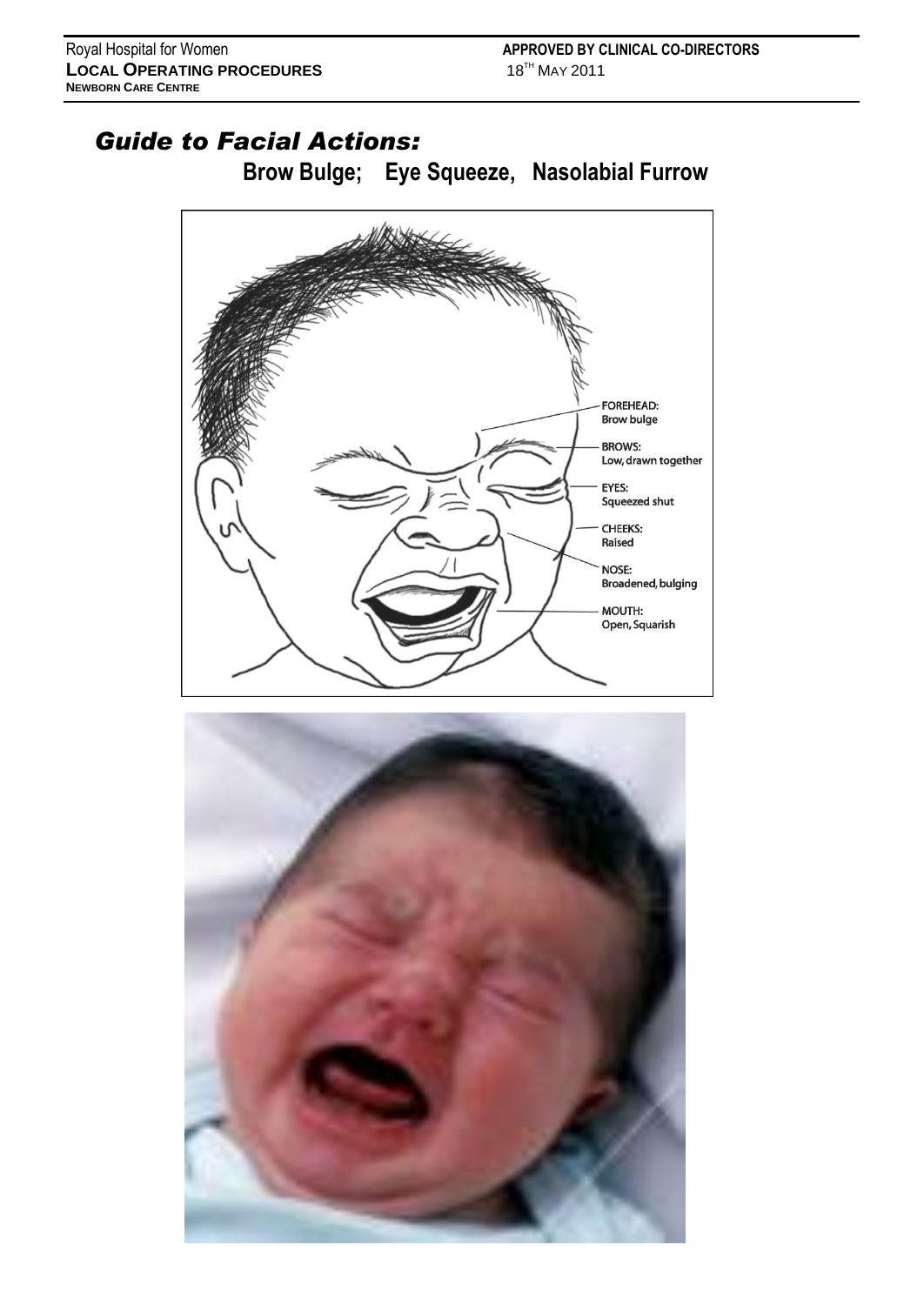# *Guide to Facial Actions:*

## Brow Bulge; Eye Squeeze, Nasolabial Furrow

FOREHEAD: Brow bulge

BROWS: Low, drawn together

EYES: Squeezed shut

CHEEKS: Raised

NOSE: Broadened, bulging

MOUTH: Open, Squarish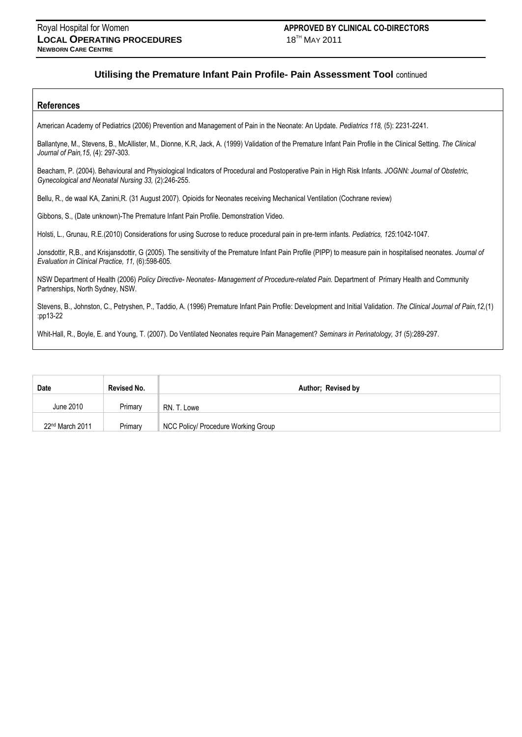## Utilising the Premature Infant Pain Profile- Pain Assessment Tool continued

### References

American Academy of Pediatrics (2006) Prevention and Management of Pain in the Neonate: An Update. *Pediatrics 118,* (5): 2231-2241.

Ballantyne, M., Stevens, B., McAllister, M., Dionne, K.R, Jack, A. (1999) Validation of the Premature Infant Pain Profile in the Clinical Setting. *The Clinical Journal of Pain,15,* (4): 297-303.

Beacham, P. (2004). Behavioural and Physiological Indicators of Procedural and Postoperative Pain in High Risk Infants. *JOGNN: Journal of Obstetric, Gynecological and Neonatal Nursing 33,* (2):246-255.

Bellu, R., de waal KA, Zanini,R. (31 August 2007). Opioids for Neonates receiving Mechanical Ventilation (Cochrane review)

Gibbons, S., (Date unknown)-The Premature Infant Pain Profile. Demonstration Video.

Holsti, L., Grunau, R.E.(2010) Considerations for using Sucrose to reduce procedural pain in pre-term infants. *Pediatrics, 125*:1042-1047.

Jonsdottir, R,B., and Krisjansdottir, G (2005). The sensitivity of the Premature Infant Pain Profile (PIPP) to measure pain in hospitalised neonates. *Journal of Evaluation in Clinical Practice, 11,* (6):598-605.

NSW Department of Health (2006) *Policy Directive- Neonates- Management of Procedure-related Pain.* Department of Primary Health and Community Partnerships, North Sydney, NSW.

Stevens, B., Johnston, C., Petryshen, P., Taddio, A. (1996) Premature Infant Pain Profile: Development and Initial Validation. *The Clinical Journal of Pain,12,*(1) :pp13-22

Whit-Hall, R., Boyle, E. and Young, T. (2007). Do Ventilated Neonates require Pain Management? *Seminars in Perinatology, 31* (5):289-297.

| Date | Revised No. | Author; Revised by |
|---|---|---|
| June 2010 | Primary | RN. T. Lowe |
| 22nd March 2011 | Primary | NCC Policy/ Procedure Working Group |